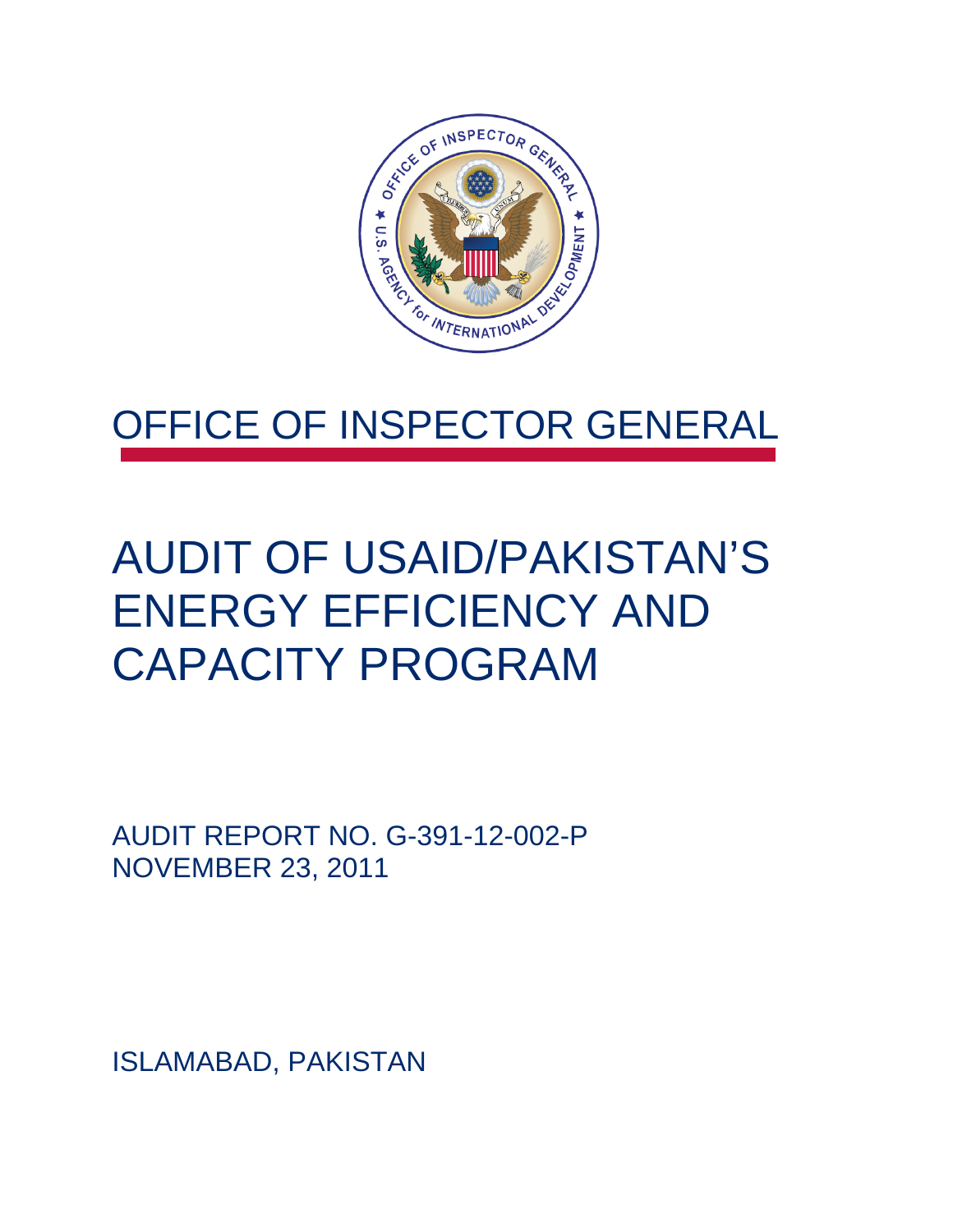# OFFICE OF INSPECTOR GENERAL

# AUDIT OF USAID/PAKISTAN'S ENERGY EFFICIENCY AND CAPACITY PROGRAM

AUDIT REPORT NO. G-391-12-002-P
NOVEMBER 23, 2011

ISLAMABAD, PAKISTAN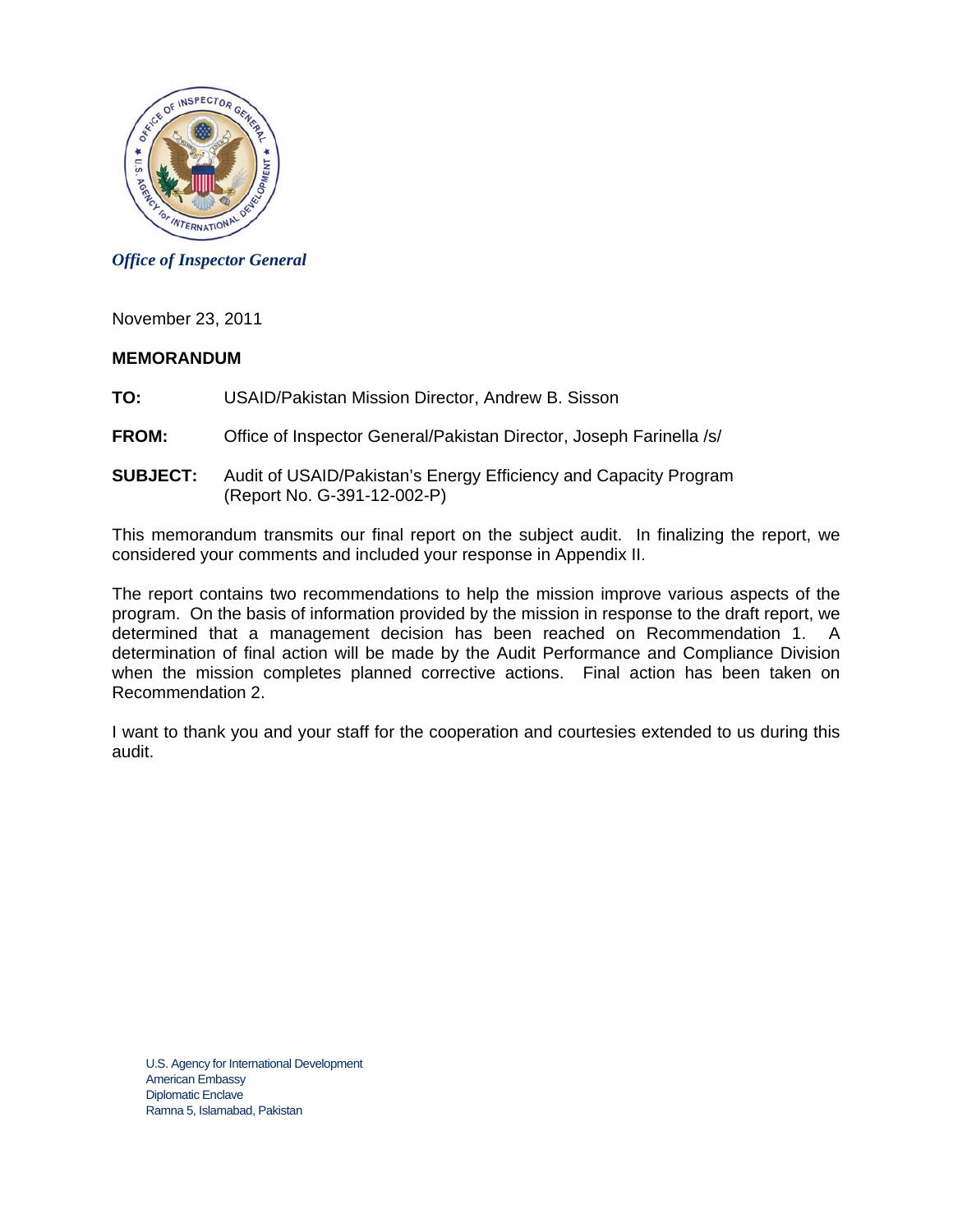*Office of Inspector General*

November 23, 2011

**MEMORANDUM**

**TO:** USAID/Pakistan Mission Director, Andrew B. Sisson

**FROM:** Office of Inspector General/Pakistan Director, Joseph Farinella /s/

**SUBJECT:** Audit of USAID/Pakistan's Energy Efficiency and Capacity Program (Report No. G-391-12-002-P)

This memorandum transmits our final report on the subject audit. In finalizing the report, we considered your comments and included your response in Appendix II.

The report contains two recommendations to help the mission improve various aspects of the program. On the basis of information provided by the mission in response to the draft report, we determined that a management decision has been reached on Recommendation 1. A determination of final action will be made by the Audit Performance and Compliance Division when the mission completes planned corrective actions. Final action has been taken on Recommendation 2.

I want to thank you and your staff for the cooperation and courtesies extended to us during this audit.

U.S. Agency for International Development
American Embassy
Diplomatic Enclave
Ramna 5, Islamabad, Pakistan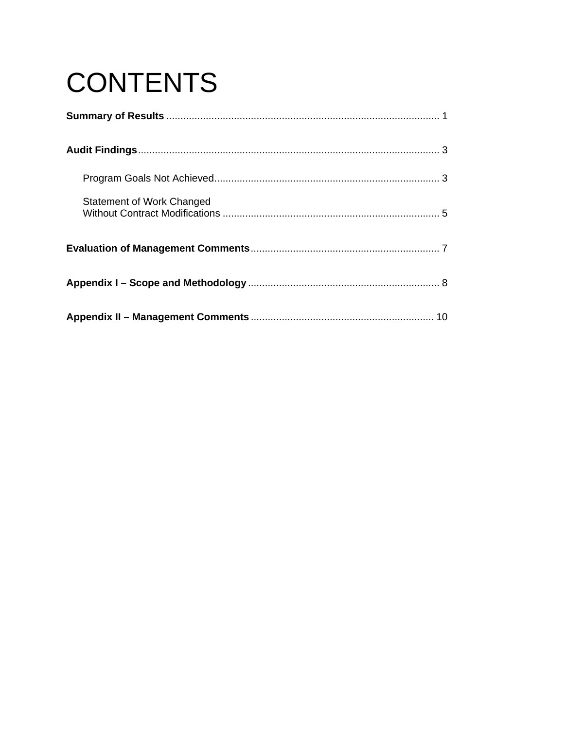# CONTENTS

**Summary of Results** ................................................................................................ 1

**Audit Findings** .......................................................................................................... 3

Program Goals Not Achieved ................................................................................ 3

Statement of Work Changed
Without Contract Modifications ............................................................................. 5

**Evaluation of Management Comments** ................................................................... 7

**Appendix I – Scope and Methodology** ..................................................................... 8

**Appendix II – Management Comments** ................................................................. 10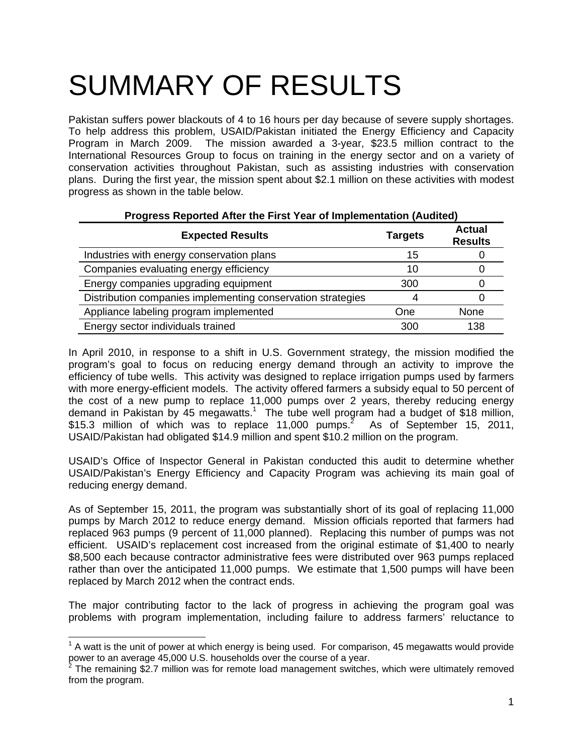# SUMMARY OF RESULTS

Pakistan suffers power blackouts of 4 to 16 hours per day because of severe supply shortages. To help address this problem, USAID/Pakistan initiated the Energy Efficiency and Capacity Program in March 2009. The mission awarded a 3-year, $23.5 million contract to the International Resources Group to focus on training in the energy sector and on a variety of conservation activities throughout Pakistan, such as assisting industries with conservation plans. During the first year, the mission spent about $2.1 million on these activities with modest progress as shown in the table below.

**Progress Reported After the First Year of Implementation (Audited)**

| Expected Results | Targets | Actual Results |
|---|---|---|
| Industries with energy conservation plans | 15 | 0 |
| Companies evaluating energy efficiency | 10 | 0 |
| Energy companies upgrading equipment | 300 | 0 |
| Distribution companies implementing conservation strategies | 4 | 0 |
| Appliance labeling program implemented | One | None |
| Energy sector individuals trained | 300 | 138 |

In April 2010, in response to a shift in U.S. Government strategy, the mission modified the program's goal to focus on reducing energy demand through an activity to improve the efficiency of tube wells. This activity was designed to replace irrigation pumps used by farmers with more energy-efficient models. The activity offered farmers a subsidy equal to 50 percent of the cost of a new pump to replace 11,000 pumps over 2 years, thereby reducing energy demand in Pakistan by 45 megawatts.[1] The tube well program had a budget of $18 million, $15.3 million of which was to replace 11,000 pumps.[2] As of September 15, 2011, USAID/Pakistan had obligated $14.9 million and spent $10.2 million on the program.

USAID's Office of Inspector General in Pakistan conducted this audit to determine whether USAID/Pakistan's Energy Efficiency and Capacity Program was achieving its main goal of reducing energy demand.

As of September 15, 2011, the program was substantially short of its goal of replacing 11,000 pumps by March 2012 to reduce energy demand. Mission officials reported that farmers had replaced 963 pumps (9 percent of 11,000 planned). Replacing this number of pumps was not efficient. USAID's replacement cost increased from the original estimate of $1,400 to nearly $8,500 each because contractor administrative fees were distributed over 963 pumps replaced rather than over the anticipated 11,000 pumps. We estimate that 1,500 pumps will have been replaced by March 2012 when the contract ends.

The major contributing factor to the lack of progress in achieving the program goal was problems with program implementation, including failure to address farmers' reluctance to

---

[1] A watt is the unit of power at which energy is being used. For comparison, 45 megawatts would provide power to an average 45,000 U.S. households over the course of a year.

[2] The remaining $2.7 million was for remote load management switches, which were ultimately removed from the program.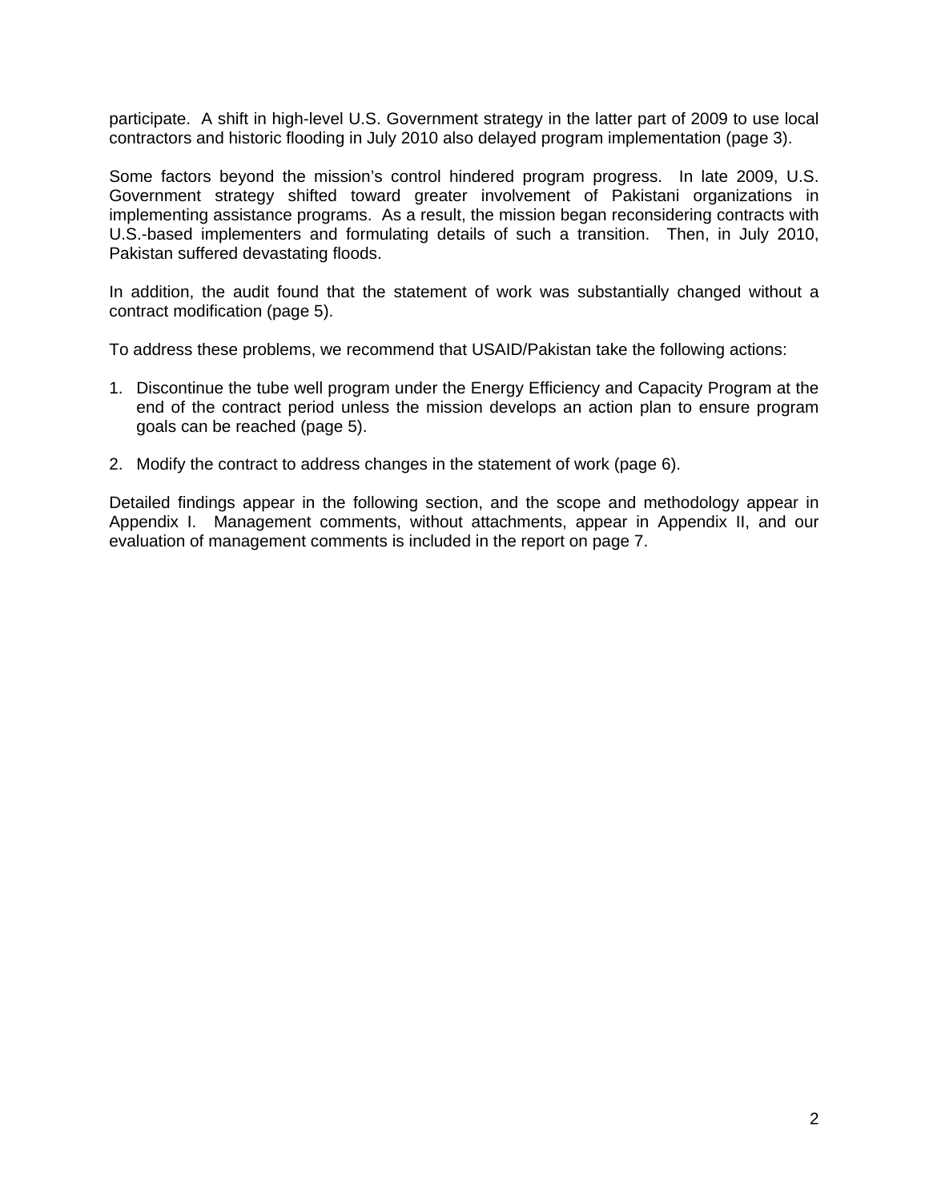participate. A shift in high-level U.S. Government strategy in the latter part of 2009 to use local contractors and historic flooding in July 2010 also delayed program implementation (page 3).

Some factors beyond the mission's control hindered program progress. In late 2009, U.S. Government strategy shifted toward greater involvement of Pakistani organizations in implementing assistance programs. As a result, the mission began reconsidering contracts with U.S.-based implementers and formulating details of such a transition. Then, in July 2010, Pakistan suffered devastating floods.

In addition, the audit found that the statement of work was substantially changed without a contract modification (page 5).

To address these problems, we recommend that USAID/Pakistan take the following actions:

1. Discontinue the tube well program under the Energy Efficiency and Capacity Program at the end of the contract period unless the mission develops an action plan to ensure program goals can be reached (page 5).

2. Modify the contract to address changes in the statement of work (page 6).

Detailed findings appear in the following section, and the scope and methodology appear in Appendix I. Management comments, without attachments, appear in Appendix II, and our evaluation of management comments is included in the report on page 7.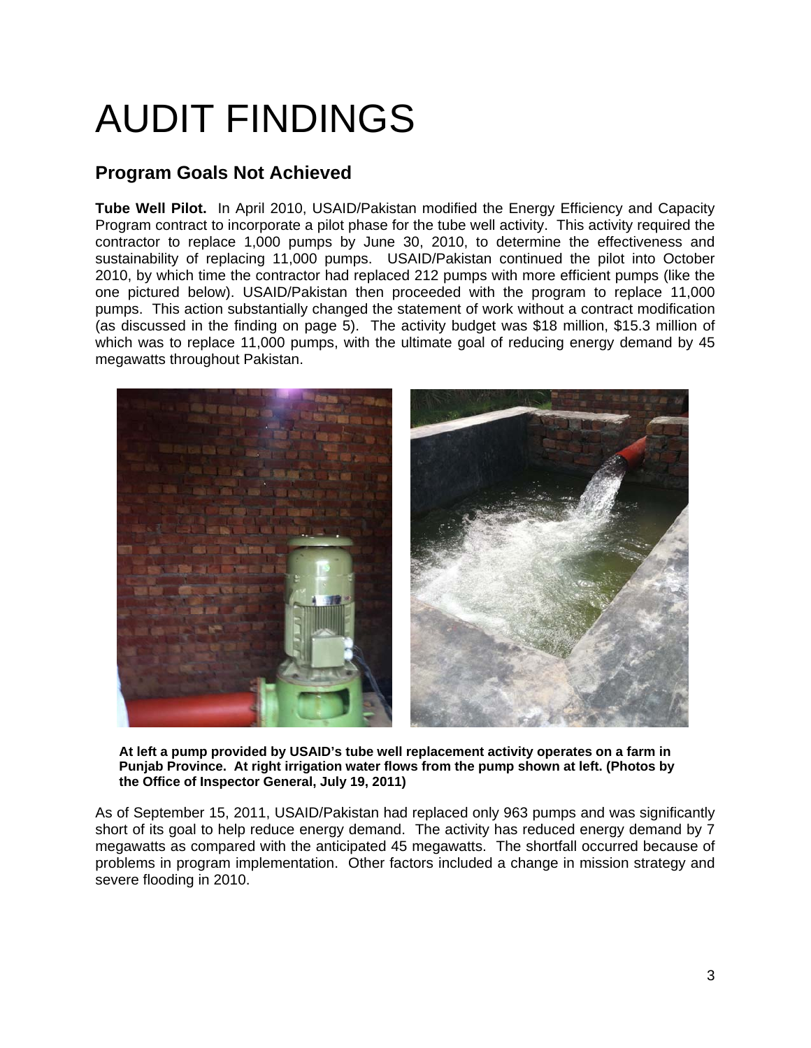# AUDIT FINDINGS

## Program Goals Not Achieved

**Tube Well Pilot.** In April 2010, USAID/Pakistan modified the Energy Efficiency and Capacity Program contract to incorporate a pilot phase for the tube well activity. This activity required the contractor to replace 1,000 pumps by June 30, 2010, to determine the effectiveness and sustainability of replacing 11,000 pumps. USAID/Pakistan continued the pilot into October 2010, by which time the contractor had replaced 212 pumps with more efficient pumps (like the one pictured below). USAID/Pakistan then proceeded with the program to replace 11,000 pumps. This action substantially changed the statement of work without a contract modification (as discussed in the finding on page 5). The activity budget was $18 million, $15.3 million of which was to replace 11,000 pumps, with the ultimate goal of reducing energy demand by 45 megawatts throughout Pakistan.

**At left a pump provided by USAID's tube well replacement activity operates on a farm in Punjab Province. At right irrigation water flows from the pump shown at left. (Photos by the Office of Inspector General, July 19, 2011)**

As of September 15, 2011, USAID/Pakistan had replaced only 963 pumps and was significantly short of its goal to help reduce energy demand. The activity has reduced energy demand by 7 megawatts as compared with the anticipated 45 megawatts. The shortfall occurred because of problems in program implementation. Other factors included a change in mission strategy and severe flooding in 2010.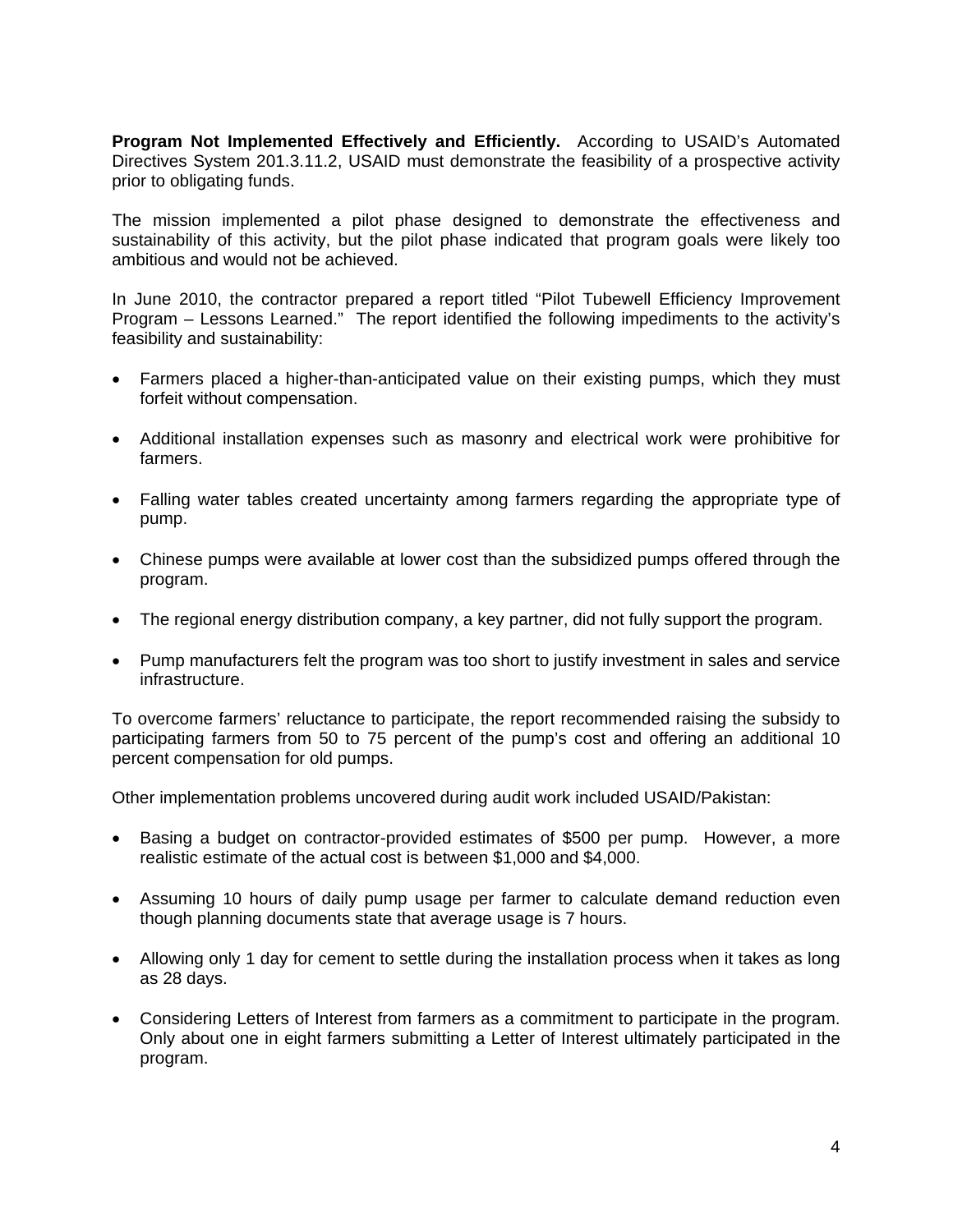**Program Not Implemented Effectively and Efficiently.** According to USAID's Automated Directives System 201.3.11.2, USAID must demonstrate the feasibility of a prospective activity prior to obligating funds.

The mission implemented a pilot phase designed to demonstrate the effectiveness and sustainability of this activity, but the pilot phase indicated that program goals were likely too ambitious and would not be achieved.

In June 2010, the contractor prepared a report titled "Pilot Tubewell Efficiency Improvement Program – Lessons Learned." The report identified the following impediments to the activity's feasibility and sustainability:

- Farmers placed a higher-than-anticipated value on their existing pumps, which they must forfeit without compensation.
- Additional installation expenses such as masonry and electrical work were prohibitive for farmers.
- Falling water tables created uncertainty among farmers regarding the appropriate type of pump.
- Chinese pumps were available at lower cost than the subsidized pumps offered through the program.
- The regional energy distribution company, a key partner, did not fully support the program.
- Pump manufacturers felt the program was too short to justify investment in sales and service infrastructure.

To overcome farmers' reluctance to participate, the report recommended raising the subsidy to participating farmers from 50 to 75 percent of the pump's cost and offering an additional 10 percent compensation for old pumps.

Other implementation problems uncovered during audit work included USAID/Pakistan:

- Basing a budget on contractor-provided estimates of $500 per pump. However, a more realistic estimate of the actual cost is between $1,000 and $4,000.
- Assuming 10 hours of daily pump usage per farmer to calculate demand reduction even though planning documents state that average usage is 7 hours.
- Allowing only 1 day for cement to settle during the installation process when it takes as long as 28 days.
- Considering Letters of Interest from farmers as a commitment to participate in the program. Only about one in eight farmers submitting a Letter of Interest ultimately participated in the program.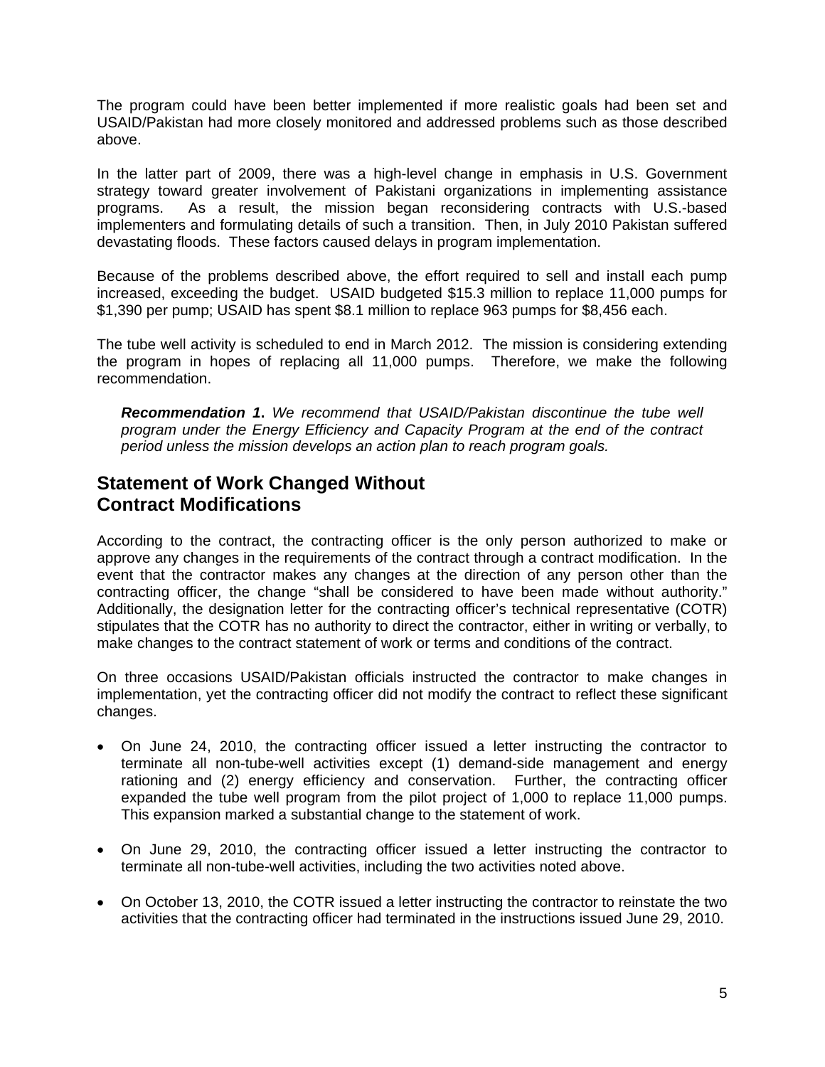The program could have been better implemented if more realistic goals had been set and USAID/Pakistan had more closely monitored and addressed problems such as those described above.

In the latter part of 2009, there was a high-level change in emphasis in U.S. Government strategy toward greater involvement of Pakistani organizations in implementing assistance programs. As a result, the mission began reconsidering contracts with U.S.-based implementers and formulating details of such a transition. Then, in July 2010 Pakistan suffered devastating floods. These factors caused delays in program implementation.

Because of the problems described above, the effort required to sell and install each pump increased, exceeding the budget. USAID budgeted $15.3 million to replace 11,000 pumps for $1,390 per pump; USAID has spent $8.1 million to replace 963 pumps for $8,456 each.

The tube well activity is scheduled to end in March 2012. The mission is considering extending the program in hopes of replacing all 11,000 pumps. Therefore, we make the following recommendation.

> ***Recommendation 1****. We recommend that USAID/Pakistan discontinue the tube well program under the Energy Efficiency and Capacity Program at the end of the contract period unless the mission develops an action plan to reach program goals.*

## Statement of Work Changed Without Contract Modifications

According to the contract, the contracting officer is the only person authorized to make or approve any changes in the requirements of the contract through a contract modification. In the event that the contractor makes any changes at the direction of any person other than the contracting officer, the change "shall be considered to have been made without authority." Additionally, the designation letter for the contracting officer's technical representative (COTR) stipulates that the COTR has no authority to direct the contractor, either in writing or verbally, to make changes to the contract statement of work or terms and conditions of the contract.

On three occasions USAID/Pakistan officials instructed the contractor to make changes in implementation, yet the contracting officer did not modify the contract to reflect these significant changes.

- On June 24, 2010, the contracting officer issued a letter instructing the contractor to terminate all non-tube-well activities except (1) demand-side management and energy rationing and (2) energy efficiency and conservation. Further, the contracting officer expanded the tube well program from the pilot project of 1,000 to replace 11,000 pumps. This expansion marked a substantial change to the statement of work.

- On June 29, 2010, the contracting officer issued a letter instructing the contractor to terminate all non-tube-well activities, including the two activities noted above.

- On October 13, 2010, the COTR issued a letter instructing the contractor to reinstate the two activities that the contracting officer had terminated in the instructions issued June 29, 2010.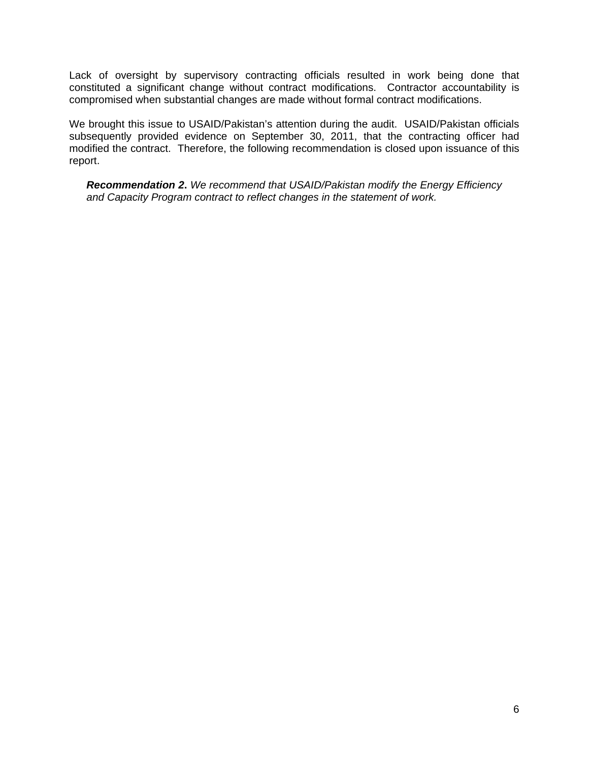Lack of oversight by supervisory contracting officials resulted in work being done that constituted a significant change without contract modifications. Contractor accountability is compromised when substantial changes are made without formal contract modifications.

We brought this issue to USAID/Pakistan's attention during the audit. USAID/Pakistan officials subsequently provided evidence on September 30, 2011, that the contracting officer had modified the contract. Therefore, the following recommendation is closed upon issuance of this report.

> ***Recommendation 2***. *We recommend that USAID/Pakistan modify the Energy Efficiency and Capacity Program contract to reflect changes in the statement of work.*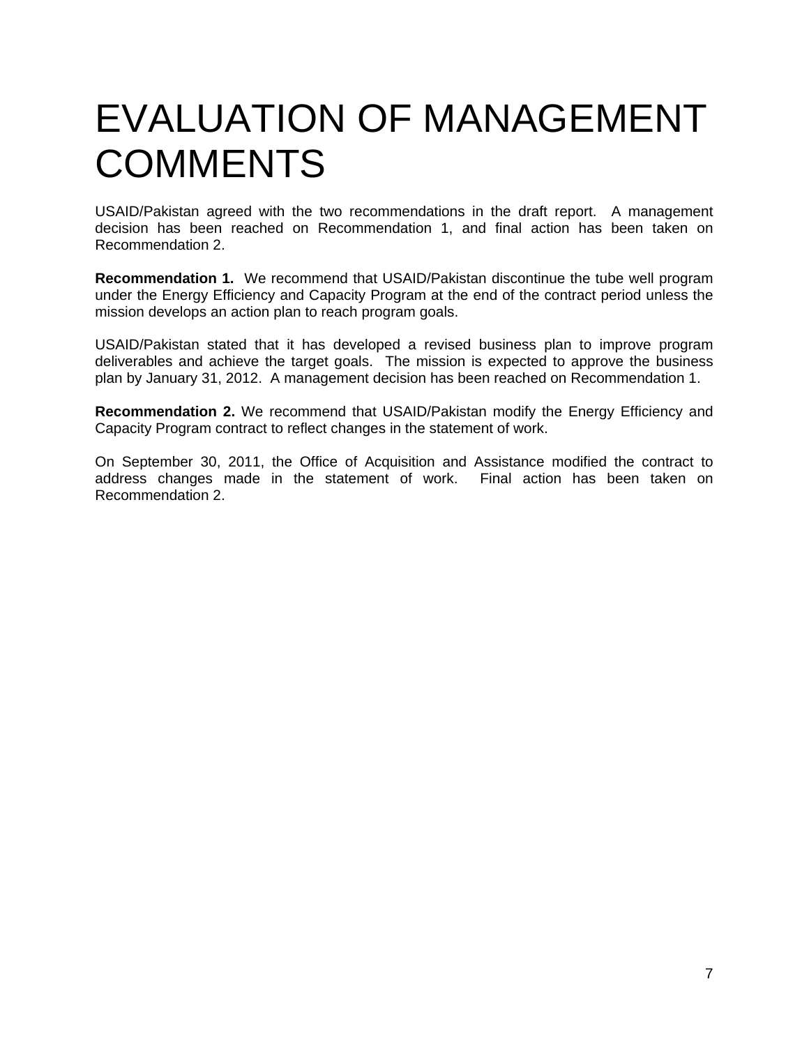# EVALUATION OF MANAGEMENT COMMENTS

USAID/Pakistan agreed with the two recommendations in the draft report. A management decision has been reached on Recommendation 1, and final action has been taken on Recommendation 2.

**Recommendation 1.** We recommend that USAID/Pakistan discontinue the tube well program under the Energy Efficiency and Capacity Program at the end of the contract period unless the mission develops an action plan to reach program goals.

USAID/Pakistan stated that it has developed a revised business plan to improve program deliverables and achieve the target goals. The mission is expected to approve the business plan by January 31, 2012. A management decision has been reached on Recommendation 1.

**Recommendation 2.** We recommend that USAID/Pakistan modify the Energy Efficiency and Capacity Program contract to reflect changes in the statement of work.

On September 30, 2011, the Office of Acquisition and Assistance modified the contract to address changes made in the statement of work. Final action has been taken on Recommendation 2.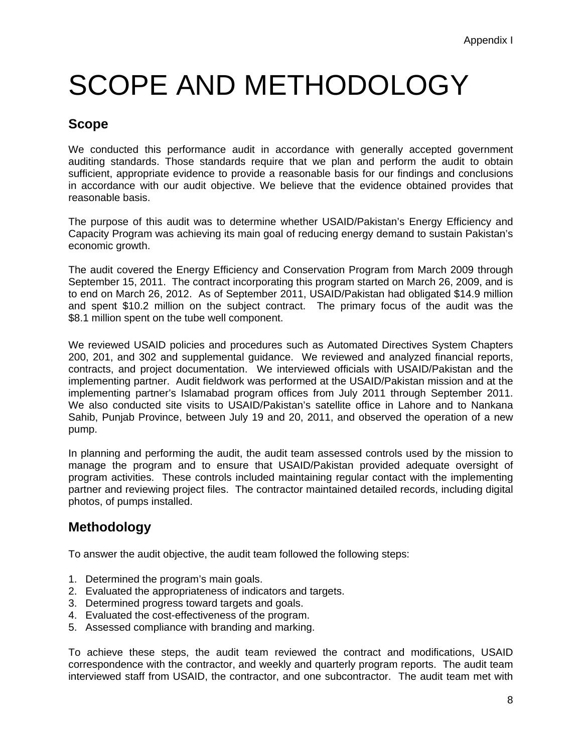# SCOPE AND METHODOLOGY

## Scope

We conducted this performance audit in accordance with generally accepted government auditing standards. Those standards require that we plan and perform the audit to obtain sufficient, appropriate evidence to provide a reasonable basis for our findings and conclusions in accordance with our audit objective. We believe that the evidence obtained provides that reasonable basis.

The purpose of this audit was to determine whether USAID/Pakistan's Energy Efficiency and Capacity Program was achieving its main goal of reducing energy demand to sustain Pakistan's economic growth.

The audit covered the Energy Efficiency and Conservation Program from March 2009 through September 15, 2011. The contract incorporating this program started on March 26, 2009, and is to end on March 26, 2012. As of September 2011, USAID/Pakistan had obligated $14.9 million and spent $10.2 million on the subject contract. The primary focus of the audit was the $8.1 million spent on the tube well component.

We reviewed USAID policies and procedures such as Automated Directives System Chapters 200, 201, and 302 and supplemental guidance. We reviewed and analyzed financial reports, contracts, and project documentation. We interviewed officials with USAID/Pakistan and the implementing partner. Audit fieldwork was performed at the USAID/Pakistan mission and at the implementing partner's Islamabad program offices from July 2011 through September 2011. We also conducted site visits to USAID/Pakistan's satellite office in Lahore and to Nankana Sahib, Punjab Province, between July 19 and 20, 2011, and observed the operation of a new pump.

In planning and performing the audit, the audit team assessed controls used by the mission to manage the program and to ensure that USAID/Pakistan provided adequate oversight of program activities. These controls included maintaining regular contact with the implementing partner and reviewing project files. The contractor maintained detailed records, including digital photos, of pumps installed.

## Methodology

To answer the audit objective, the audit team followed the following steps:

1. Determined the program's main goals.
2. Evaluated the appropriateness of indicators and targets.
3. Determined progress toward targets and goals.
4. Evaluated the cost-effectiveness of the program.
5. Assessed compliance with branding and marking.

To achieve these steps, the audit team reviewed the contract and modifications, USAID correspondence with the contractor, and weekly and quarterly program reports. The audit team interviewed staff from USAID, the contractor, and one subcontractor. The audit team met with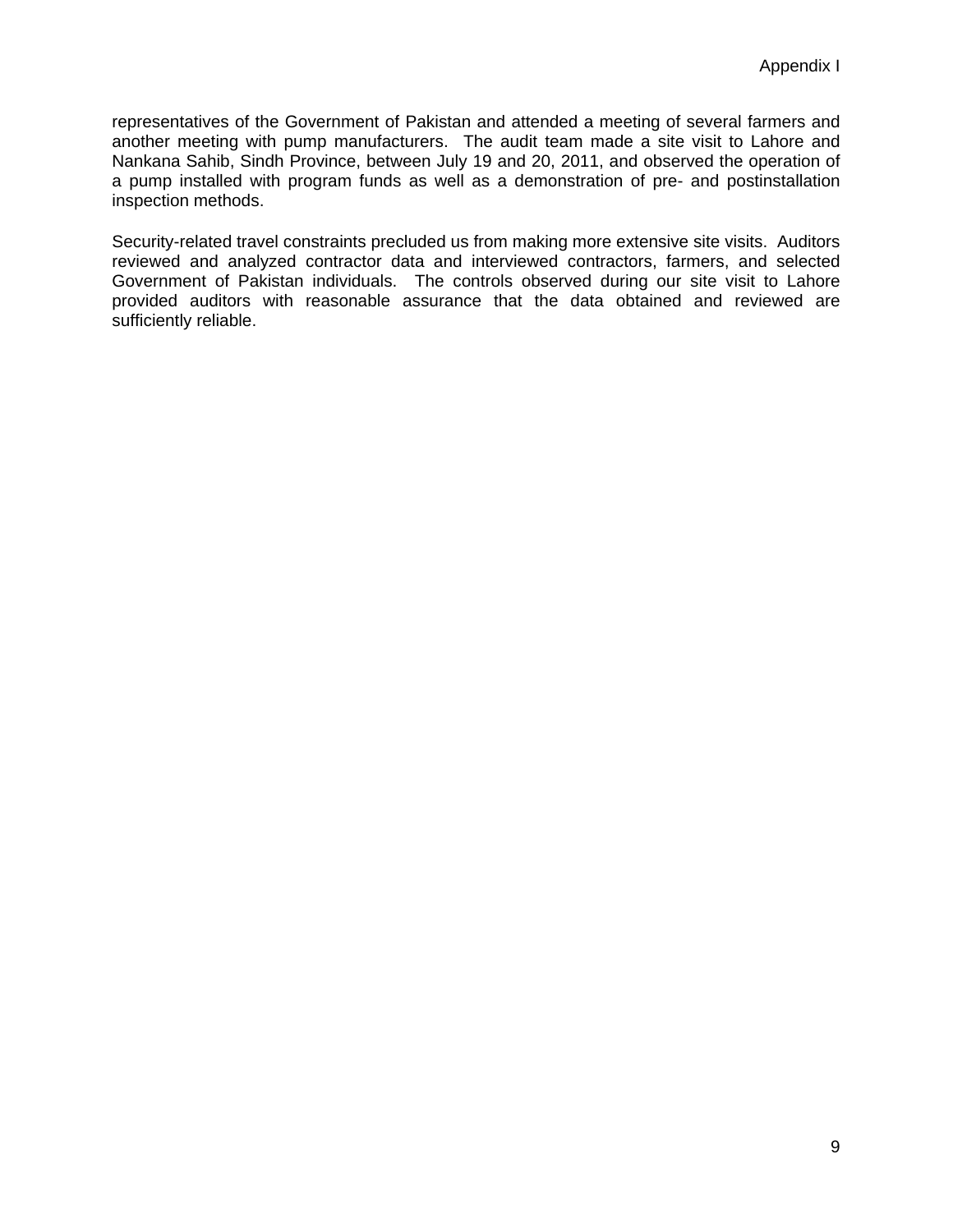representatives of the Government of Pakistan and attended a meeting of several farmers and another meeting with pump manufacturers. The audit team made a site visit to Lahore and Nankana Sahib, Sindh Province, between July 19 and 20, 2011, and observed the operation of a pump installed with program funds as well as a demonstration of pre- and postinstallation inspection methods.

Security-related travel constraints precluded us from making more extensive site visits. Auditors reviewed and analyzed contractor data and interviewed contractors, farmers, and selected Government of Pakistan individuals. The controls observed during our site visit to Lahore provided auditors with reasonable assurance that the data obtained and reviewed are sufficiently reliable.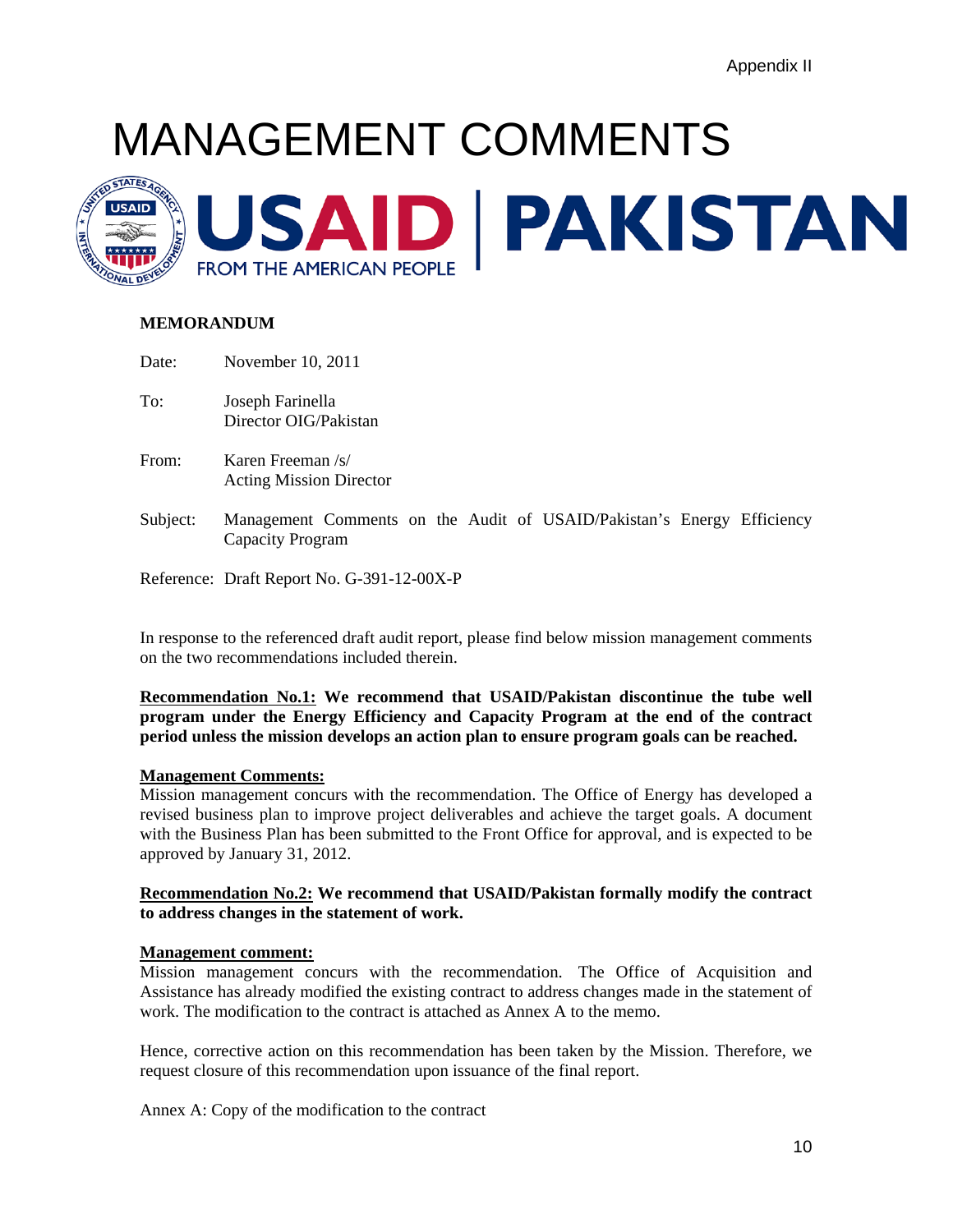Appendix II

# MANAGEMENT COMMENTS

USAID | PAKISTAN
FROM THE AMERICAN PEOPLE

**MEMORANDUM**

Date: November 10, 2011

To: Joseph Farinella
Director OIG/Pakistan

From: Karen Freeman /s/
Acting Mission Director

Subject: Management Comments on the Audit of USAID/Pakistan's Energy Efficiency Capacity Program

Reference: Draft Report No. G-391-12-00X-P

In response to the referenced draft audit report, please find below mission management comments on the two recommendations included therein.

**Recommendation No.1: We recommend that USAID/Pakistan discontinue the tube well program under the Energy Efficiency and Capacity Program at the end of the contract period unless the mission develops an action plan to ensure program goals can be reached.**

**Management Comments:**
Mission management concurs with the recommendation. The Office of Energy has developed a revised business plan to improve project deliverables and achieve the target goals. A document with the Business Plan has been submitted to the Front Office for approval, and is expected to be approved by January 31, 2012.

**Recommendation No.2: We recommend that USAID/Pakistan formally modify the contract to address changes in the statement of work.**

**Management comment:**
Mission management concurs with the recommendation. The Office of Acquisition and Assistance has already modified the existing contract to address changes made in the statement of work. The modification to the contract is attached as Annex A to the memo.

Hence, corrective action on this recommendation has been taken by the Mission. Therefore, we request closure of this recommendation upon issuance of the final report.

Annex A: Copy of the modification to the contract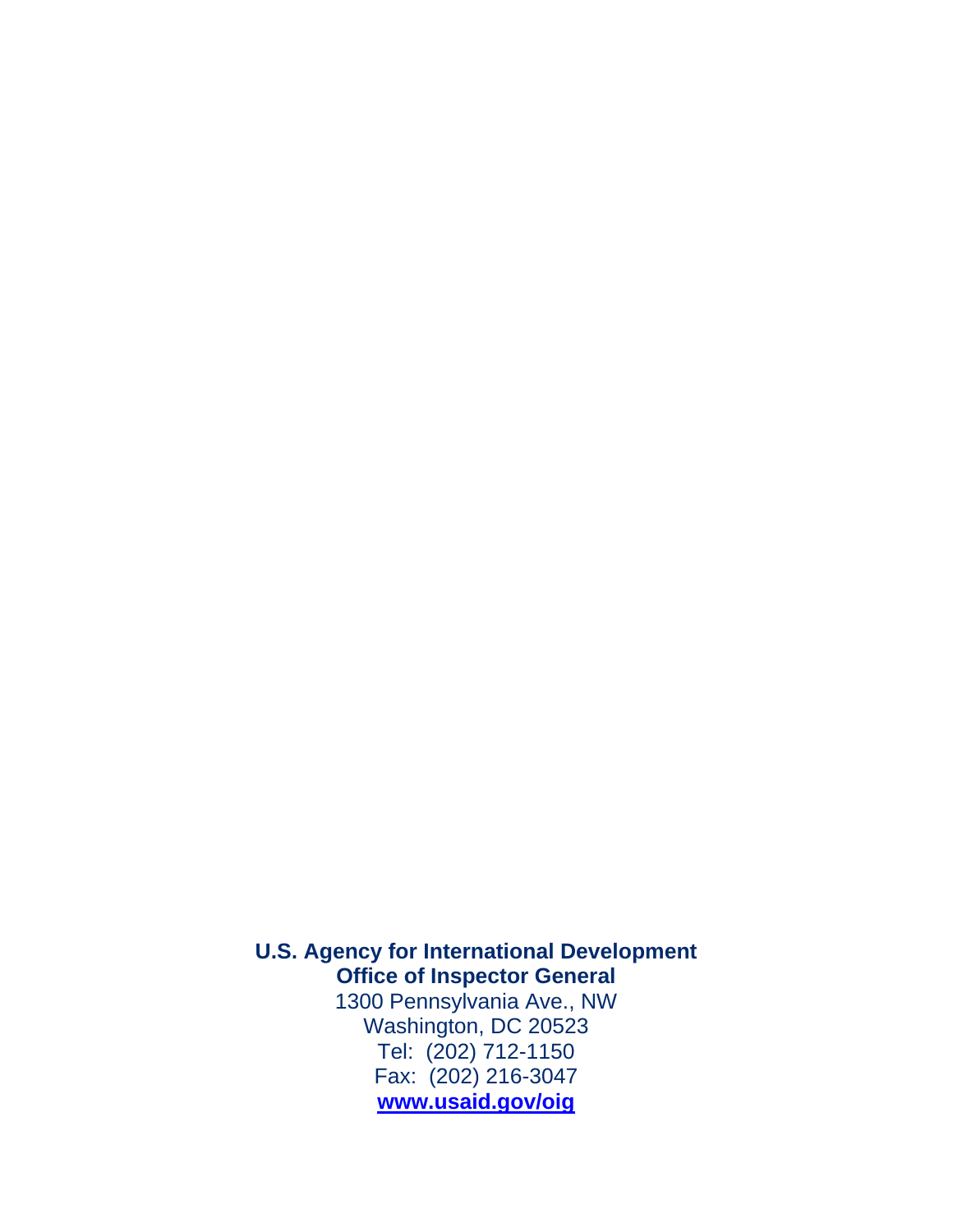**U.S. Agency for International Development**
**Office of Inspector General**
1300 Pennsylvania Ave., NW
Washington, DC 20523
Tel: (202) 712-1150
Fax: (202) 216-3047
**www.usaid.gov/oig**